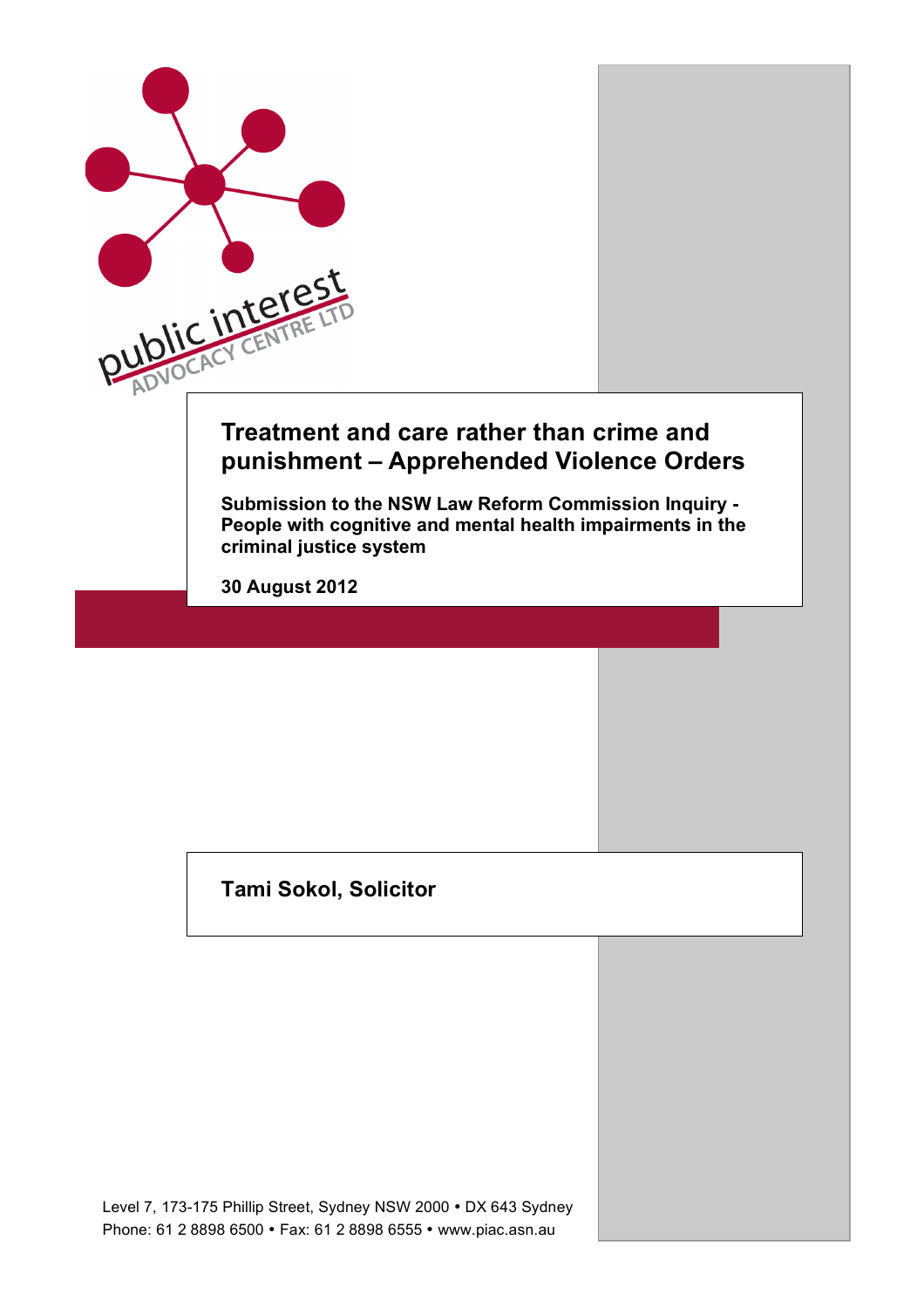public interest ADVOCACY CENTRE LTD

# Treatment and care rather than crime and punishment – Apprehended Violence Orders

**Submission to the NSW Law Reform Commission Inquiry - People with cognitive and mental health impairments in the criminal justice system**

**30 August 2012**

**Tami Sokol, Solicitor**

Level 7, 173-175 Phillip Street, Sydney NSW 2000 • DX 643 Sydney
Phone: 61 2 8898 6500 • Fax: 61 2 8898 6555 • www.piac.asn.au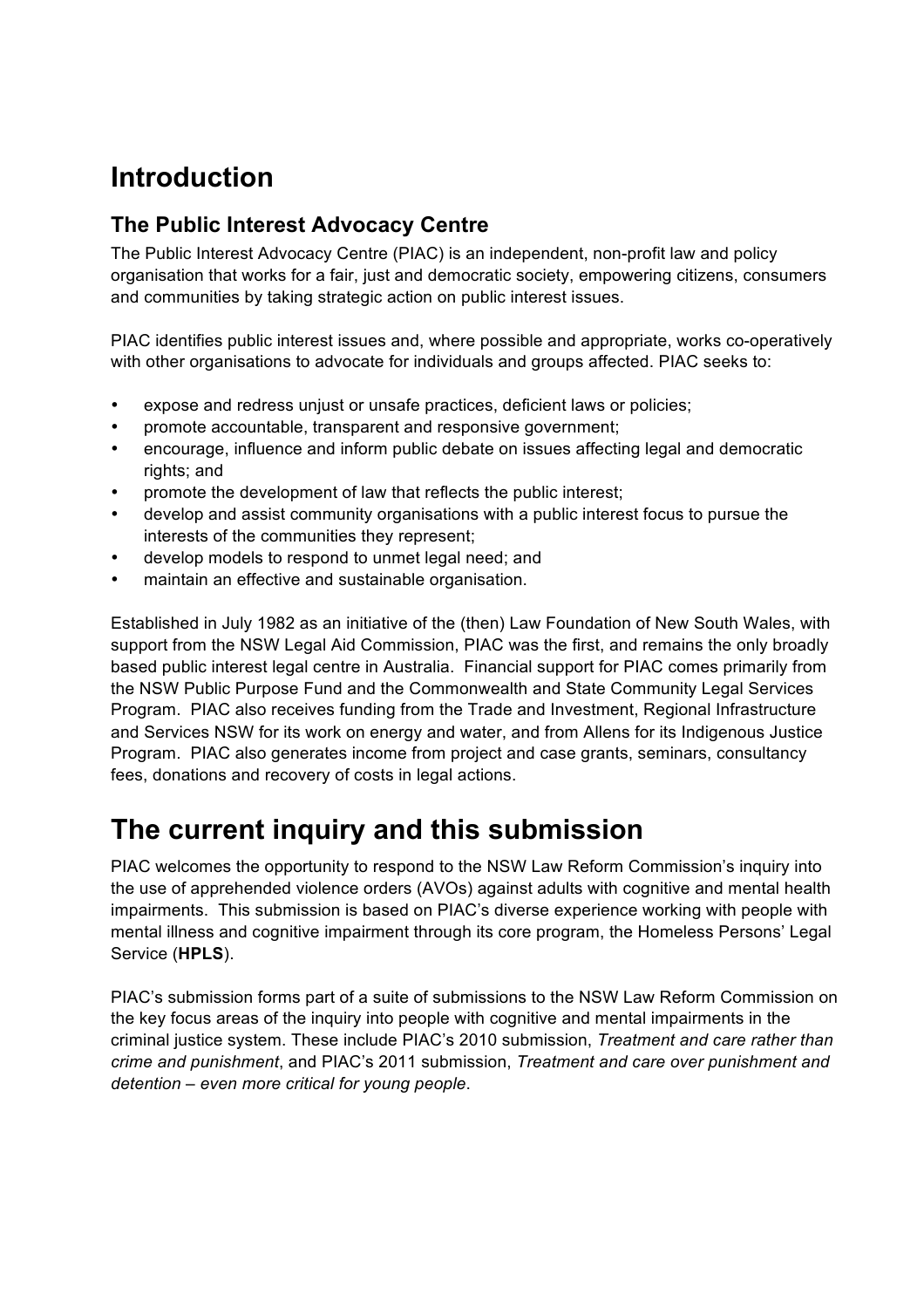# Introduction

## The Public Interest Advocacy Centre

The Public Interest Advocacy Centre (PIAC) is an independent, non-profit law and policy organisation that works for a fair, just and democratic society, empowering citizens, consumers and communities by taking strategic action on public interest issues.

PIAC identifies public interest issues and, where possible and appropriate, works co-operatively with other organisations to advocate for individuals and groups affected. PIAC seeks to:

- expose and redress unjust or unsafe practices, deficient laws or policies;
- promote accountable, transparent and responsive government;
- encourage, influence and inform public debate on issues affecting legal and democratic rights; and
- promote the development of law that reflects the public interest;
- develop and assist community organisations with a public interest focus to pursue the interests of the communities they represent;
- develop models to respond to unmet legal need; and
- maintain an effective and sustainable organisation.

Established in July 1982 as an initiative of the (then) Law Foundation of New South Wales, with support from the NSW Legal Aid Commission, PIAC was the first, and remains the only broadly based public interest legal centre in Australia. Financial support for PIAC comes primarily from the NSW Public Purpose Fund and the Commonwealth and State Community Legal Services Program. PIAC also receives funding from the Trade and Investment, Regional Infrastructure and Services NSW for its work on energy and water, and from Allens for its Indigenous Justice Program. PIAC also generates income from project and case grants, seminars, consultancy fees, donations and recovery of costs in legal actions.

# The current inquiry and this submission

PIAC welcomes the opportunity to respond to the NSW Law Reform Commission's inquiry into the use of apprehended violence orders (AVOs) against adults with cognitive and mental health impairments. This submission is based on PIAC's diverse experience working with people with mental illness and cognitive impairment through its core program, the Homeless Persons' Legal Service (**HPLS**).

PIAC's submission forms part of a suite of submissions to the NSW Law Reform Commission on the key focus areas of the inquiry into people with cognitive and mental impairments in the criminal justice system. These include PIAC's 2010 submission, *Treatment and care rather than crime and punishment*, and PIAC's 2011 submission, *Treatment and care over punishment and detention – even more critical for young people*.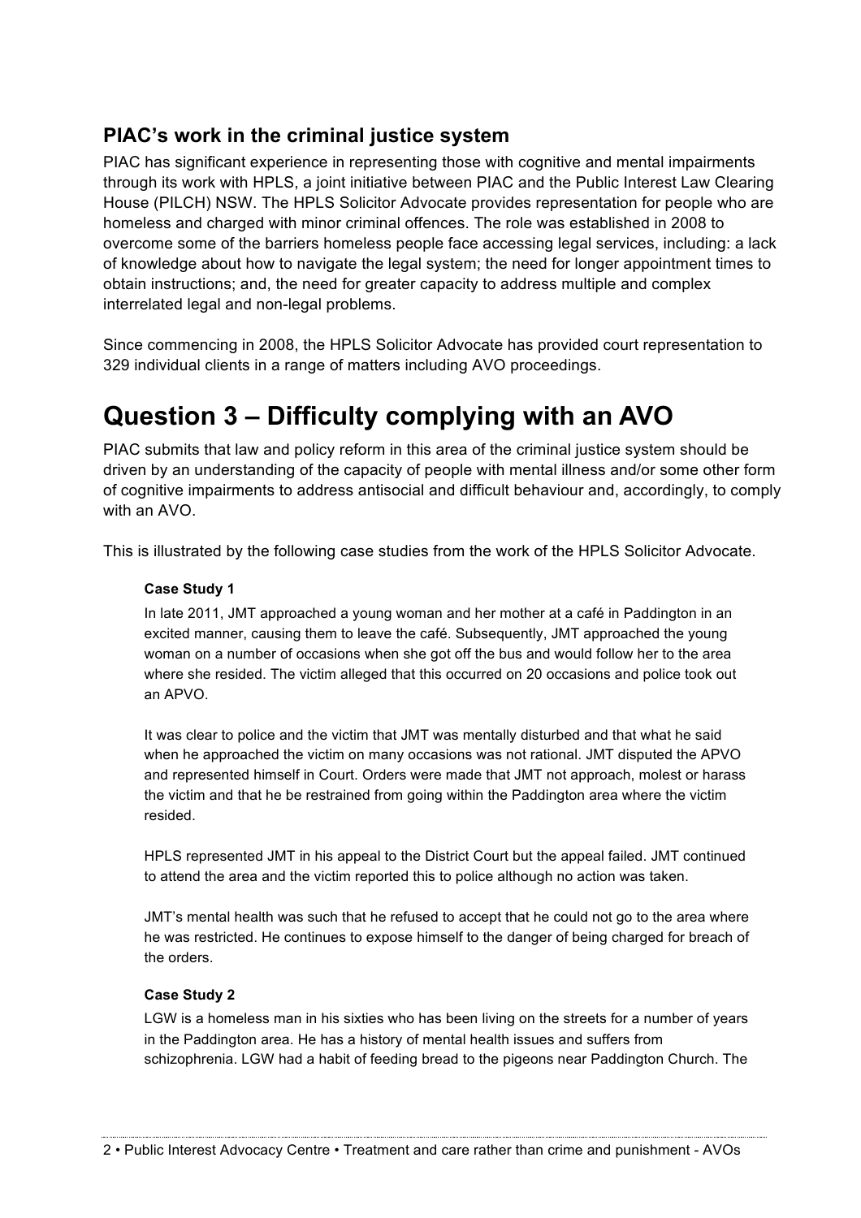### PIAC's work in the criminal justice system

PIAC has significant experience in representing those with cognitive and mental impairments through its work with HPLS, a joint initiative between PIAC and the Public Interest Law Clearing House (PILCH) NSW. The HPLS Solicitor Advocate provides representation for people who are homeless and charged with minor criminal offences. The role was established in 2008 to overcome some of the barriers homeless people face accessing legal services, including: a lack of knowledge about how to navigate the legal system; the need for longer appointment times to obtain instructions; and, the need for greater capacity to address multiple and complex interrelated legal and non-legal problems.

Since commencing in 2008, the HPLS Solicitor Advocate has provided court representation to 329 individual clients in a range of matters including AVO proceedings.

# Question 3 – Difficulty complying with an AVO

PIAC submits that law and policy reform in this area of the criminal justice system should be driven by an understanding of the capacity of people with mental illness and/or some other form of cognitive impairments to address antisocial and difficult behaviour and, accordingly, to comply with an AVO.

This is illustrated by the following case studies from the work of the HPLS Solicitor Advocate.

**Case Study 1**

In late 2011, JMT approached a young woman and her mother at a café in Paddington in an excited manner, causing them to leave the café. Subsequently, JMT approached the young woman on a number of occasions when she got off the bus and would follow her to the area where she resided. The victim alleged that this occurred on 20 occasions and police took out an APVO.

It was clear to police and the victim that JMT was mentally disturbed and that what he said when he approached the victim on many occasions was not rational. JMT disputed the APVO and represented himself in Court. Orders were made that JMT not approach, molest or harass the victim and that he be restrained from going within the Paddington area where the victim resided.

HPLS represented JMT in his appeal to the District Court but the appeal failed. JMT continued to attend the area and the victim reported this to police although no action was taken.

JMT's mental health was such that he refused to accept that he could not go to the area where he was restricted. He continues to expose himself to the danger of being charged for breach of the orders.

**Case Study 2**

LGW is a homeless man in his sixties who has been living on the streets for a number of years in the Paddington area. He has a history of mental health issues and suffers from schizophrenia. LGW had a habit of feeding bread to the pigeons near Paddington Church. The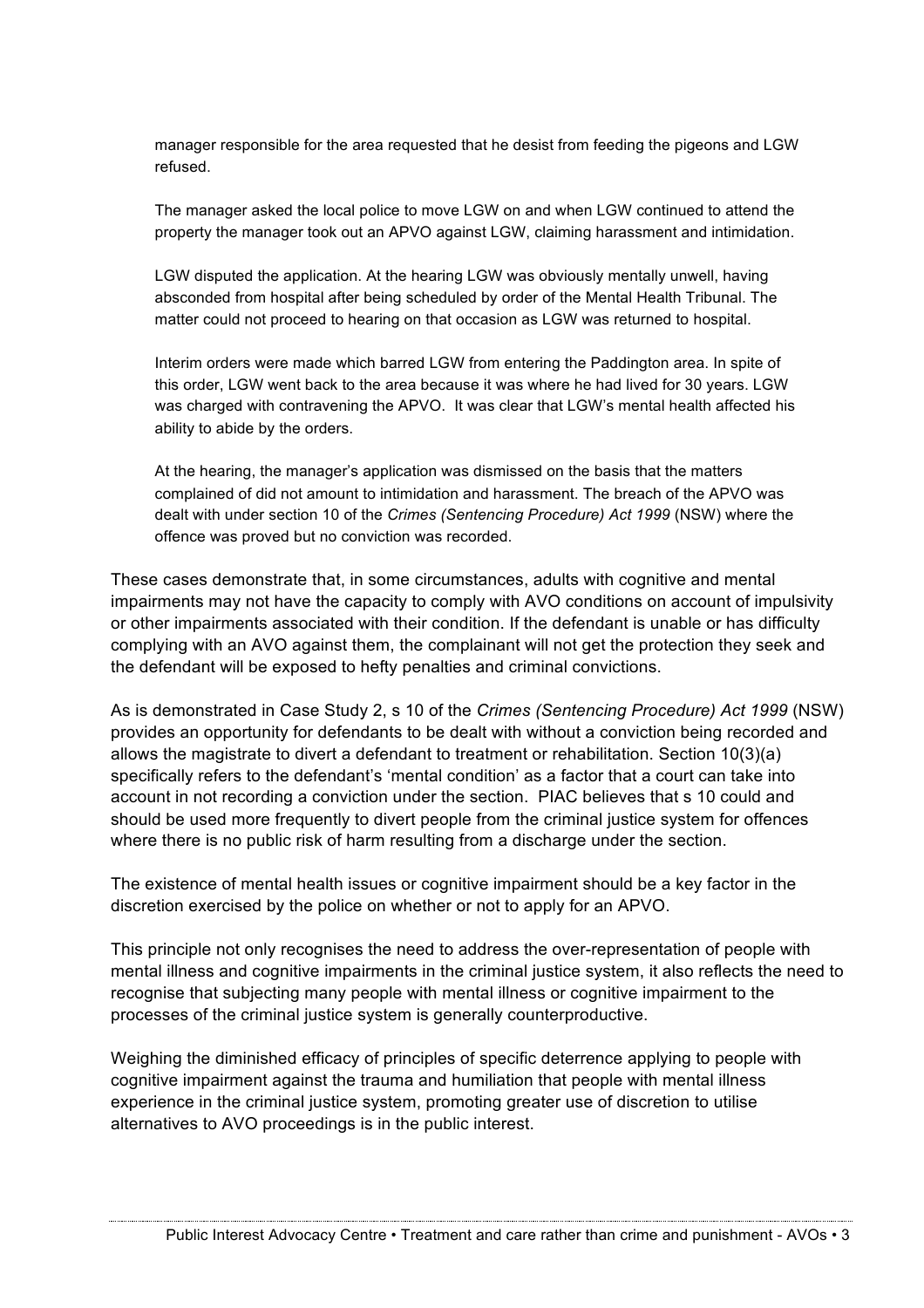> manager responsible for the area requested that he desist from feeding the pigeons and LGW refused.
>
> The manager asked the local police to move LGW on and when LGW continued to attend the property the manager took out an APVO against LGW, claiming harassment and intimidation.
>
> LGW disputed the application. At the hearing LGW was obviously mentally unwell, having absconded from hospital after being scheduled by order of the Mental Health Tribunal. The matter could not proceed to hearing on that occasion as LGW was returned to hospital.
>
> Interim orders were made which barred LGW from entering the Paddington area. In spite of this order, LGW went back to the area because it was where he had lived for 30 years. LGW was charged with contravening the APVO. It was clear that LGW's mental health affected his ability to abide by the orders.
>
> At the hearing, the manager's application was dismissed on the basis that the matters complained of did not amount to intimidation and harassment. The breach of the APVO was dealt with under section 10 of the *Crimes (Sentencing Procedure) Act 1999* (NSW) where the offence was proved but no conviction was recorded.

These cases demonstrate that, in some circumstances, adults with cognitive and mental impairments may not have the capacity to comply with AVO conditions on account of impulsivity or other impairments associated with their condition. If the defendant is unable or has difficulty complying with an AVO against them, the complainant will not get the protection they seek and the defendant will be exposed to hefty penalties and criminal convictions.

As is demonstrated in Case Study 2, s 10 of the *Crimes (Sentencing Procedure) Act 1999* (NSW) provides an opportunity for defendants to be dealt with without a conviction being recorded and allows the magistrate to divert a defendant to treatment or rehabilitation. Section 10(3)(a) specifically refers to the defendant's 'mental condition' as a factor that a court can take into account in not recording a conviction under the section. PIAC believes that s 10 could and should be used more frequently to divert people from the criminal justice system for offences where there is no public risk of harm resulting from a discharge under the section.

The existence of mental health issues or cognitive impairment should be a key factor in the discretion exercised by the police on whether or not to apply for an APVO.

This principle not only recognises the need to address the over-representation of people with mental illness and cognitive impairments in the criminal justice system, it also reflects the need to recognise that subjecting many people with mental illness or cognitive impairment to the processes of the criminal justice system is generally counterproductive.

Weighing the diminished efficacy of principles of specific deterrence applying to people with cognitive impairment against the trauma and humiliation that people with mental illness experience in the criminal justice system, promoting greater use of discretion to utilise alternatives to AVO proceedings is in the public interest.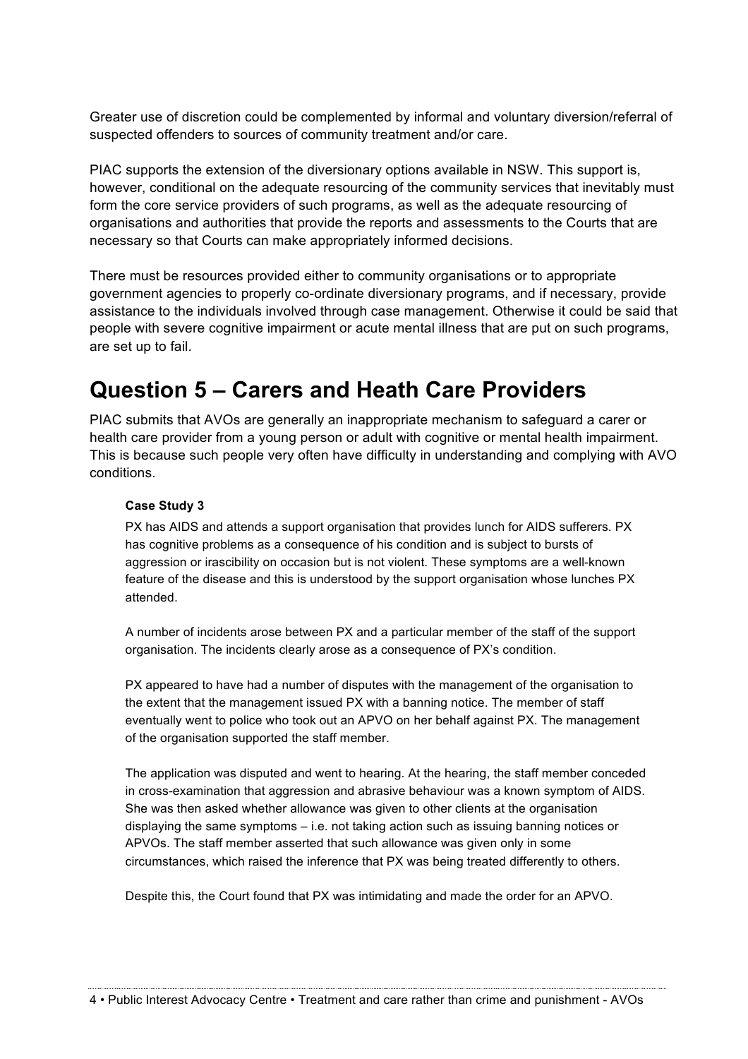Greater use of discretion could be complemented by informal and voluntary diversion/referral of suspected offenders to sources of community treatment and/or care.

PIAC supports the extension of the diversionary options available in NSW. This support is, however, conditional on the adequate resourcing of the community services that inevitably must form the core service providers of such programs, as well as the adequate resourcing of organisations and authorities that provide the reports and assessments to the Courts that are necessary so that Courts can make appropriately informed decisions.

There must be resources provided either to community organisations or to appropriate government agencies to properly co-ordinate diversionary programs, and if necessary, provide assistance to the individuals involved through case management. Otherwise it could be said that people with severe cognitive impairment or acute mental illness that are put on such programs, are set up to fail.

# Question 5 – Carers and Heath Care Providers

PIAC submits that AVOs are generally an inappropriate mechanism to safeguard a carer or health care provider from a young person or adult with cognitive or mental health impairment. This is because such people very often have difficulty in understanding and complying with AVO conditions.

**Case Study 3**

PX has AIDS and attends a support organisation that provides lunch for AIDS sufferers. PX has cognitive problems as a consequence of his condition and is subject to bursts of aggression or irascibility on occasion but is not violent. These symptoms are a well-known feature of the disease and this is understood by the support organisation whose lunches PX attended.

A number of incidents arose between PX and a particular member of the staff of the support organisation. The incidents clearly arose as a consequence of PX's condition.

PX appeared to have had a number of disputes with the management of the organisation to the extent that the management issued PX with a banning notice. The member of staff eventually went to police who took out an APVO on her behalf against PX. The management of the organisation supported the staff member.

The application was disputed and went to hearing. At the hearing, the staff member conceded in cross-examination that aggression and abrasive behaviour was a known symptom of AIDS. She was then asked whether allowance was given to other clients at the organisation displaying the same symptoms – i.e. not taking action such as issuing banning notices or APVOs. The staff member asserted that such allowance was given only in some circumstances, which raised the inference that PX was being treated differently to others.

Despite this, the Court found that PX was intimidating and made the order for an APVO.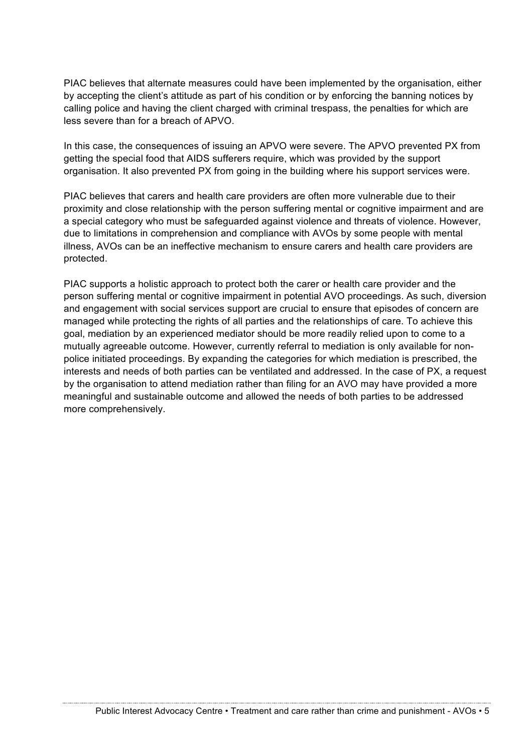PIAC believes that alternate measures could have been implemented by the organisation, either by accepting the client's attitude as part of his condition or by enforcing the banning notices by calling police and having the client charged with criminal trespass, the penalties for which are less severe than for a breach of APVO.

In this case, the consequences of issuing an APVO were severe. The APVO prevented PX from getting the special food that AIDS sufferers require, which was provided by the support organisation. It also prevented PX from going in the building where his support services were.

PIAC believes that carers and health care providers are often more vulnerable due to their proximity and close relationship with the person suffering mental or cognitive impairment and are a special category who must be safeguarded against violence and threats of violence. However, due to limitations in comprehension and compliance with AVOs by some people with mental illness, AVOs can be an ineffective mechanism to ensure carers and health care providers are protected.

PIAC supports a holistic approach to protect both the carer or health care provider and the person suffering mental or cognitive impairment in potential AVO proceedings. As such, diversion and engagement with social services support are crucial to ensure that episodes of concern are managed while protecting the rights of all parties and the relationships of care. To achieve this goal, mediation by an experienced mediator should be more readily relied upon to come to a mutually agreeable outcome. However, currently referral to mediation is only available for non-police initiated proceedings. By expanding the categories for which mediation is prescribed, the interests and needs of both parties can be ventilated and addressed. In the case of PX, a request by the organisation to attend mediation rather than filing for an AVO may have provided a more meaningful and sustainable outcome and allowed the needs of both parties to be addressed more comprehensively.